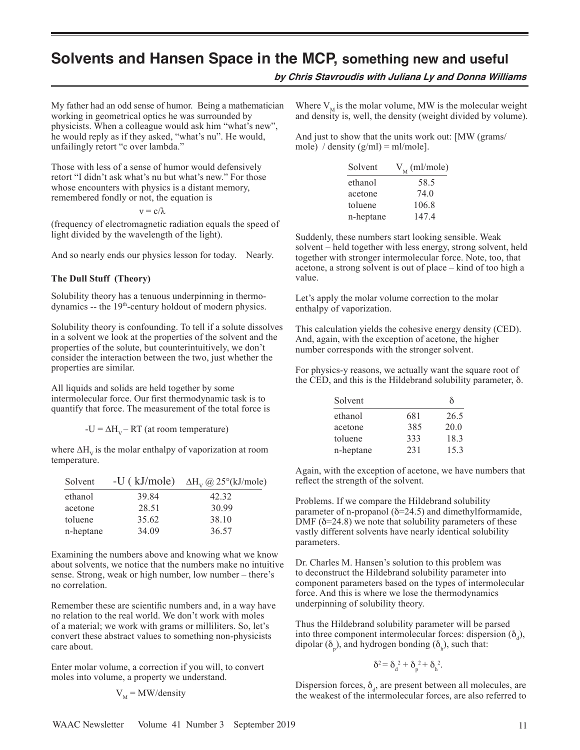# Solvents and Hansen Space in the MCP, something new and useful

***by Chris Stavroudis with Juliana Ly and Donna Williams***

My father had an odd sense of humor. Being a mathematician working in geometrical optics he was surrounded by physicists. When a colleague would ask him "what's new", he would reply as if they asked, "what's nu". He would, unfailingly retort "c over lambda."

Those with less of a sense of humor would defensively retort "I didn't ask what's nu but what's new." For those whose encounters with physics is a distant memory, remembered fondly or not, the equation is

$$\nu = c/\lambda$$

(frequency of electromagnetic radiation equals the speed of light divided by the wavelength of the light).

And so nearly ends our physics lesson for today. Nearly.

**The Dull Stuff (Theory)**

Solubility theory has a tenuous underpinning in thermodynamics -- the 19th-century holdout of modern physics.

Solubility theory is confounding. To tell if a solute dissolves in a solvent we look at the properties of the solvent and the properties of the solute, but counterintuitively, we don't consider the interaction between the two, just whether the properties are similar.

All liquids and solids are held together by some intermolecular force. Our first thermodynamic task is to quantify that force. The measurement of the total force is

$$-U = \Delta H_V - RT \text{ (at room temperature)}$$

where $\Delta H_V$ is the molar enthalpy of vaporization at room temperature.

| Solvent | -U ( kJ/mole) | $\Delta H_V$ @ 25°(kJ/mole) |
|---|---|---|
| ethanol | 39.84 | 42.32 |
| acetone | 28.51 | 30.99 |
| toluene | 35.62 | 38.10 |
| n-heptane | 34.09 | 36.57 |

Examining the numbers above and knowing what we know about solvents, we notice that the numbers make no intuitive sense. Strong, weak or high number, low number – there's no correlation.

Remember these are scientific numbers and, in a way have no relation to the real world. We don't work with moles of a material; we work with grams or milliliters. So, let's convert these abstract values to something non-physicists care about.

Enter molar volume, a correction if you will, to convert moles into volume, a property we understand.

$$V_M = MW/density$$

Where $V_M$ is the molar volume, MW is the molecular weight and density is, well, the density (weight divided by volume).

And just to show that the units work out: [MW (grams/mole) / density (g/ml) = ml/mole].

| Solvent | $V_M$ (ml/mole) |
|---|---|
| ethanol | 58.5 |
| acetone | 74.0 |
| toluene | 106.8 |
| n-heptane | 147.4 |

Suddenly, these numbers start looking sensible. Weak solvent – held together with less energy, strong solvent, held together with stronger intermolecular force. Note, too, that acetone, a strong solvent is out of place – kind of too high a value.

Let's apply the molar volume correction to the molar enthalpy of vaporization.

This calculation yields the cohesive energy density (CED). And, again, with the exception of acetone, the higher number corresponds with the stronger solvent.

For physics-y reasons, we actually want the square root of the CED, and this is the Hildebrand solubility parameter, δ.

| Solvent | | δ |
|---|---|---|
| ethanol | 681 | 26.5 |
| acetone | 385 | 20.0 |
| toluene | 333 | 18.3 |
| n-heptane | 231 | 15.3 |

Again, with the exception of acetone, we have numbers that reflect the strength of the solvent.

Problems. If we compare the Hildebrand solubility parameter of n-propanol (δ=24.5) and dimethylformamide, DMF (δ=24.8) we note that solubility parameters of these vastly different solvents have nearly identical solubility parameters.

Dr. Charles M. Hansen's solution to this problem was to deconstruct the Hildebrand solubility parameter into component parameters based on the types of intermolecular force. And this is where we lose the thermodynamics underpinning of solubility theory.

Thus the Hildebrand solubility parameter will be parsed into three component intermolecular forces: dispersion ($\delta_d$), dipolar ($\delta_p$), and hydrogen bonding ($\delta_h$), such that:

$$\delta^2 = \delta_d^{\,2} + \delta_p^{\,2} + \delta_h^{\,2}.$$

Dispersion forces, $\delta_d$, are present between all molecules, are the weakest of the intermolecular forces, are also referred to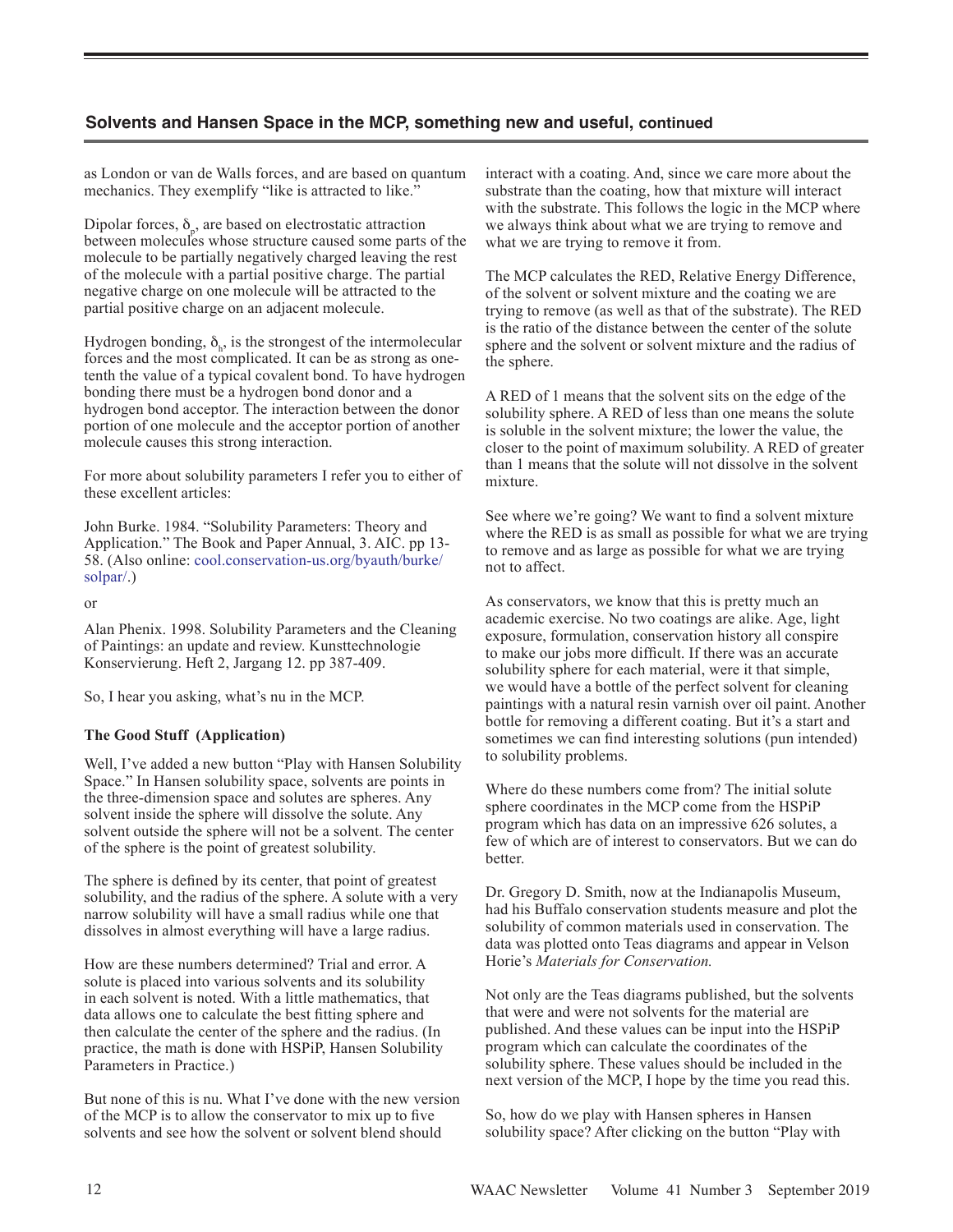## Solvents and Hansen Space in the MCP, something new and useful, continued

as London or van de Walls forces, and are based on quantum mechanics. They exemplify "like is attracted to like."

Dipolar forces, $\delta_p$, are based on electrostatic attraction between molecules whose structure caused some parts of the molecule to be partially negatively charged leaving the rest of the molecule with a partial positive charge. The partial negative charge on one molecule will be attracted to the partial positive charge on an adjacent molecule.

Hydrogen bonding, $\delta_h$, is the strongest of the intermolecular forces and the most complicated. It can be as strong as one-tenth the value of a typical covalent bond. To have hydrogen bonding there must be a hydrogen bond donor and a hydrogen bond acceptor. The interaction between the donor portion of one molecule and the acceptor portion of another molecule causes this strong interaction.

For more about solubility parameters I refer you to either of these excellent articles:

John Burke. 1984. "Solubility Parameters: Theory and Application." The Book and Paper Annual, 3. AIC. pp 13-58. (Also online: cool.conservation-us.org/byauth/burke/solpar/.)

or

Alan Phenix. 1998. Solubility Parameters and the Cleaning of Paintings: an update and review. Kunsttechnologie Konservierung. Heft 2, Jargang 12. pp 387-409.

So, I hear you asking, what's nu in the MCP.

**The Good Stuff (Application)**

Well, I've added a new button "Play with Hansen Solubility Space." In Hansen solubility space, solvents are points in the three-dimension space and solutes are spheres. Any solvent inside the sphere will dissolve the solute. Any solvent outside the sphere will not be a solvent. The center of the sphere is the point of greatest solubility.

The sphere is defined by its center, that point of greatest solubility, and the radius of the sphere. A solute with a very narrow solubility will have a small radius while one that dissolves in almost everything will have a large radius.

How are these numbers determined? Trial and error. A solute is placed into various solvents and its solubility in each solvent is noted. With a little mathematics, that data allows one to calculate the best fitting sphere and then calculate the center of the sphere and the radius. (In practice, the math is done with HSPiP, Hansen Solubility Parameters in Practice.)

But none of this is nu. What I've done with the new version of the MCP is to allow the conservator to mix up to five solvents and see how the solvent or solvent blend should interact with a coating. And, since we care more about the substrate than the coating, how that mixture will interact with the substrate. This follows the logic in the MCP where we always think about what we are trying to remove and what we are trying to remove it from.

The MCP calculates the RED, Relative Energy Difference, of the solvent or solvent mixture and the coating we are trying to remove (as well as that of the substrate). The RED is the ratio of the distance between the center of the solute sphere and the solvent or solvent mixture and the radius of the sphere.

A RED of 1 means that the solvent sits on the edge of the solubility sphere. A RED of less than one means the solute is soluble in the solvent mixture; the lower the value, the closer to the point of maximum solubility. A RED of greater than 1 means that the solute will not dissolve in the solvent mixture.

See where we're going? We want to find a solvent mixture where the RED is as small as possible for what we are trying to remove and as large as possible for what we are trying not to affect.

As conservators, we know that this is pretty much an academic exercise. No two coatings are alike. Age, light exposure, formulation, conservation history all conspire to make our jobs more difficult. If there was an accurate solubility sphere for each material, were it that simple, we would have a bottle of the perfect solvent for cleaning paintings with a natural resin varnish over oil paint. Another bottle for removing a different coating. But it's a start and sometimes we can find interesting solutions (pun intended) to solubility problems.

Where do these numbers come from? The initial solute sphere coordinates in the MCP come from the HSPiP program which has data on an impressive 626 solutes, a few of which are of interest to conservators. But we can do better.

Dr. Gregory D. Smith, now at the Indianapolis Museum, had his Buffalo conservation students measure and plot the solubility of common materials used in conservation. The data was plotted onto Teas diagrams and appear in Velson Horie's *Materials for Conservation.*

Not only are the Teas diagrams published, but the solvents that were and were not solvents for the material are published. And these values can be input into the HSPiP program which can calculate the coordinates of the solubility sphere. These values should be included in the next version of the MCP, I hope by the time you read this.

So, how do we play with Hansen spheres in Hansen solubility space? After clicking on the button "Play with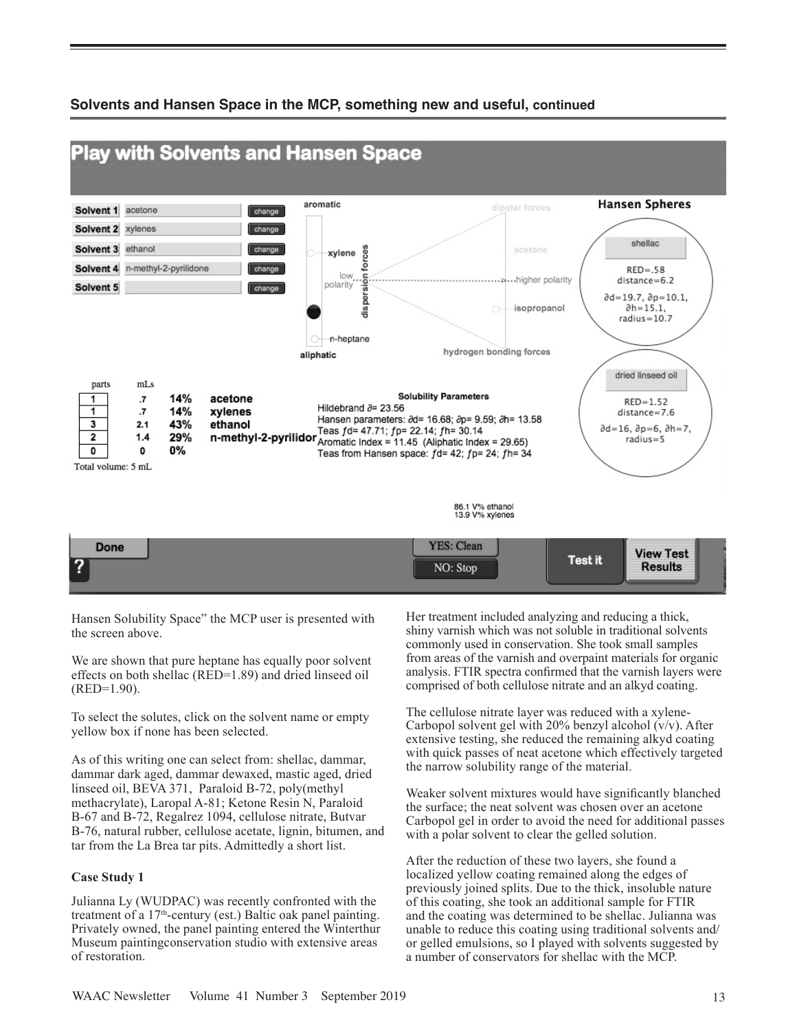## Solvents and Hansen Space in the MCP, something new and useful, continued

**Play with Solvents and Hansen Space**

| | | |
|---|---|---|
| Solvent 1 | acetone | change |
| Solvent 2 | xylenes | change |
| Solvent 3 | ethanol | change |
| Solvent 4 | n-methyl-2-pyrilidone | change |
| Solvent 5 | | change |

aromatic — xylene — low polarity — dispersion forces — n-heptane — aliphatic — dipolar forces — acetone — higher polarity — isopropanol — hydrogen bonding forces

**Hansen Spheres**

shellac: RED=.58, distance=6.2, ∂d=19.7, ∂p=10.1, ∂h=15.1, radius=10.7

dried linseed oil: RED=1.52, distance=7.6, ∂d=16, ∂p=6, ∂h=7, radius=5

| parts | mLs | % | solvent |
|---|---|---|---|
| 1 | .7 | 14% | acetone |
| 1 | .7 | 14% | xylenes |
| 3 | 2.1 | 43% | ethanol |
| 2 | 1.4 | 29% | n-methyl-2-pyrilidor |
| 0 | 0 | 0% | |

Total volume: 5 mL

**Solubility Parameters**

Hildebrand ∂= 23.56
Hansen parameters: ∂d= 16.68; ∂p= 9.59; ∂h= 13.58
Teas ƒd= 47.71; ƒp= 22.14; ƒh= 30.14
Aromatic Index = 11.45 (Aliphatic Index = 29.65)
Teas from Hansen space: ƒd= 42; ƒp= 24; ƒh= 34

86.1 V% ethanol
13.9 V% xylenes

Done | ? | YES: Clean | NO: Stop | Test it | View Test Results

Hansen Solubility Space" the MCP user is presented with the screen above.

We are shown that pure heptane has equally poor solvent effects on both shellac (RED=1.89) and dried linseed oil (RED=1.90).

To select the solutes, click on the solvent name or empty yellow box if none has been selected.

As of this writing one can select from: shellac, dammar, dammar dark aged, dammar dewaxed, mastic aged, dried linseed oil, BEVA 371, Paraloid B-72, poly(methyl methacrylate), Laropal A-81; Ketone Resin N, Paraloid B-67 and B-72, Regalrez 1094, cellulose nitrate, Butvar B-76, natural rubber, cellulose acetate, lignin, bitumen, and tar from the La Brea tar pits. Admittedly a short list.

**Case Study 1**

Julianna Ly (WUDPAC) was recently confronted with the treatment of a 17th-century (est.) Baltic oak panel painting. Privately owned, the panel painting entered the Winterthur Museum paintingconservation studio with extensive areas of restoration.

Her treatment included analyzing and reducing a thick, shiny varnish which was not soluble in traditional solvents commonly used in conservation. She took small samples from areas of the varnish and overpaint materials for organic analysis. FTIR spectra confirmed that the varnish layers were comprised of both cellulose nitrate and an alkyd coating.

The cellulose nitrate layer was reduced with a xylene-Carbopol solvent gel with 20% benzyl alcohol (v/v). After extensive testing, she reduced the remaining alkyd coating with quick passes of neat acetone which effectively targeted the narrow solubility range of the material.

Weaker solvent mixtures would have significantly blanched the surface; the neat solvent was chosen over an acetone Carbopol gel in order to avoid the need for additional passes with a polar solvent to clear the gelled solution.

After the reduction of these two layers, she found a localized yellow coating remained along the edges of previously joined splits. Due to the thick, insoluble nature of this coating, she took an additional sample for FTIR and the coating was determined to be shellac. Julianna was unable to reduce this coating using traditional solvents and/or gelled emulsions, so I played with solvents suggested by a number of conservators for shellac with the MCP.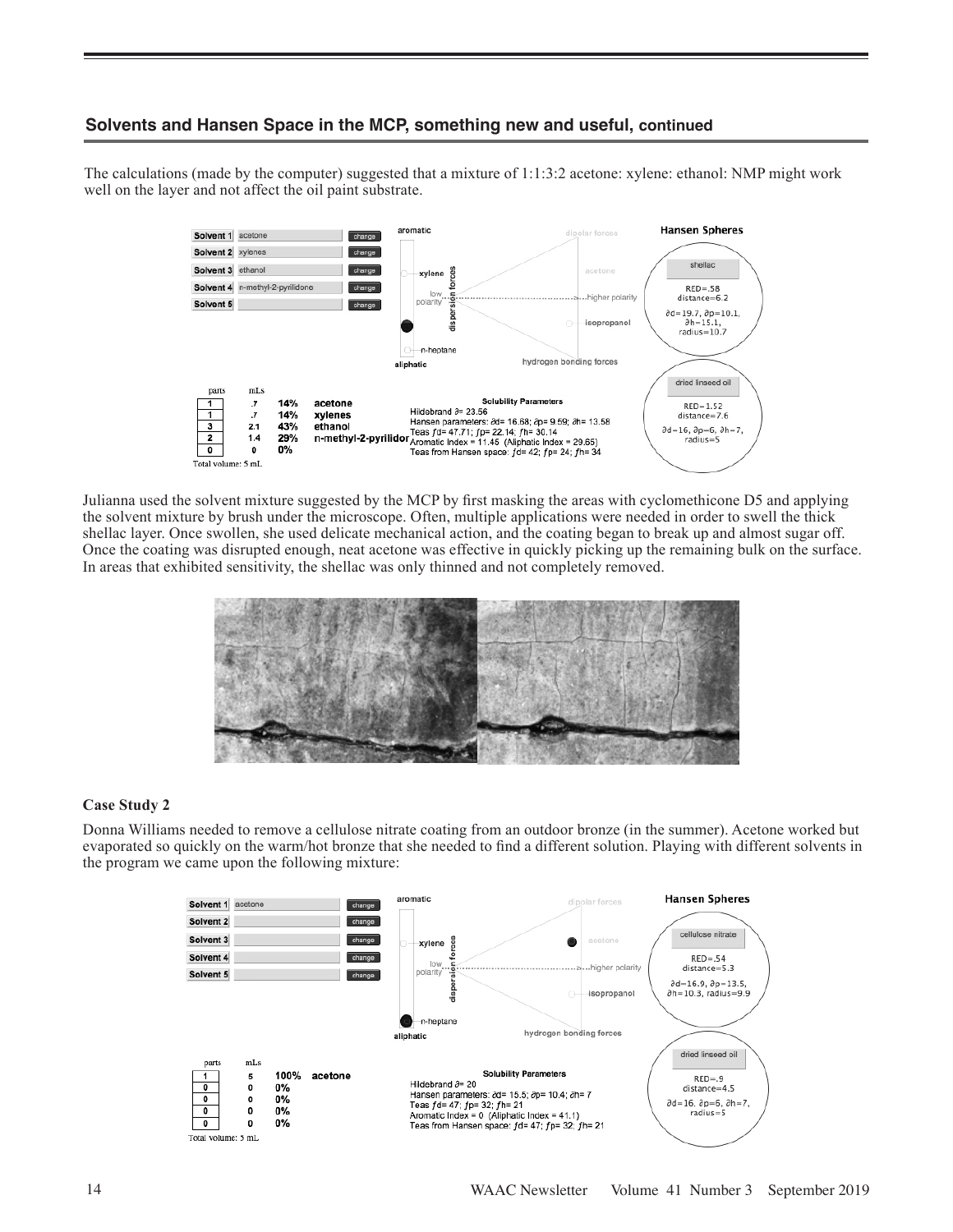## Solvents and Hansen Space in the MCP, something new and useful, continued

The calculations (made by the computer) suggested that a mixture of 1:1:3:2 acetone: xylene: ethanol: NMP might work well on the layer and not affect the oil paint substrate.

Julianna used the solvent mixture suggested by the MCP by first masking the areas with cyclomethicone D5 and applying the solvent mixture by brush under the microscope. Often, multiple applications were needed in order to swell the thick shellac layer. Once swollen, she used delicate mechanical action, and the coating began to break up and almost sugar off. Once the coating was disrupted enough, neat acetone was effective in quickly picking up the remaining bulk on the surface. In areas that exhibited sensitivity, the shellac was only thinned and not completely removed.

### Case Study 2

Donna Williams needed to remove a cellulose nitrate coating from an outdoor bronze (in the summer). Acetone worked but evaporated so quickly on the warm/hot bronze that she needed to find a different solution. Playing with different solvents in the program we came upon the following mixture: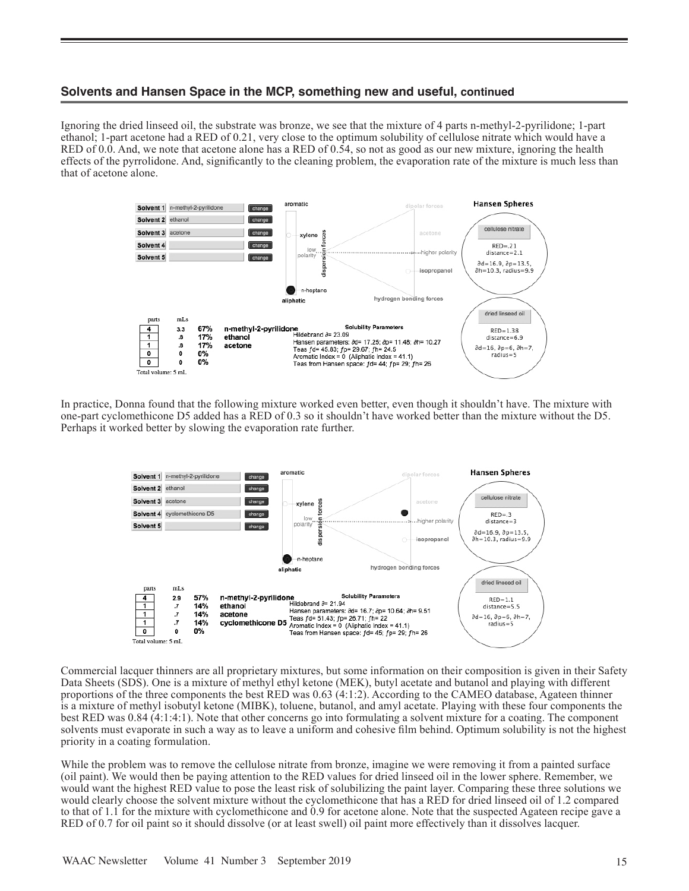## Solvents and Hansen Space in the MCP, something new and useful, continued

Ignoring the dried linseed oil, the substrate was bronze, we see that the mixture of 4 parts n-methyl-2-pyrilidone; 1-part ethanol; 1-part acetone had a RED of 0.21, very close to the optimum solubility of cellulose nitrate which would have a RED of 0.0. And, we note that acetone alone has a RED of 0.54, so not as good as our new mixture, ignoring the health effects of the pyrrolidone. And, significantly to the cleaning problem, the evaporation rate of the mixture is much less than that of acetone alone.

Solvent 1 n-methyl-2-pyrilidone
Solvent 2 ethanol
Solvent 3 acetone
Solvent 4
Solvent 5

aromatic
dipolar forces
xylene
acetone
low polarity
higher polarity
dispersion forces
isopropanol
n-heptane
aliphatic
hydrogen bonding forces

Hansen Spheres
cellulose nitrate
RED=.21
distance=2.1
$\partial d$=16.9, $\partial p$=13.5, $\partial h$=10.3, radius=9.9

dried linseed oil
RED=1.38
distance=6.9
$\partial d$=16, $\partial p$=6, $\partial h$=7, radius=5

| parts | mLs | | |
|---|---|---|---|
| 4 | 3.3 | 67% | n-methyl-2-pyrilidone |
| 1 | .8 | 17% | ethanol |
| 1 | .8 | 17% | acetone |
| 0 | 0 | 0% | |
| 0 | 0 | 0% | |

Total volume: 5 mL

Solubility Parameters
Hildebrand $\partial$= 23.09
Hansen parameters: $\partial d$= 17.25; $\partial p$= 11.48; $\partial h$= 10.27
Teas $f d$= 45.83; $f p$= 29.67; $f h$= 24.5
Aromatic Index = 0 (Aliphatic Index = 41.1)
Teas from Hansen space: $f d$= 44; $f p$= 29; $f h$= 26

In practice, Donna found that the following mixture worked even better, even though it shouldn't have. The mixture with one-part cyclomethicone D5 added has a RED of 0.3 so it shouldn't have worked better than the mixture without the D5. Perhaps it worked better by slowing the evaporation rate further.

Solvent 1 n-methyl-2-pyrilidone
Solvent 2 ethanol
Solvent 3 acetone
Solvent 4 cyclomethicone D5
Solvent 5

aromatic
dipolar forces
xylene
acetone
low polarity
higher polarity
dispersion forces
isopropanol
n-heptane
aliphatic
hydrogen bonding forces

Hansen Spheres
cellulose nitrate
RED=.3
distance=3
$\partial d$=16.9, $\partial p$=13.5, $\partial h$=10.3, radius=9.9

dried linseed oil
RED=1.1
distance=5.5
$\partial d$=16, $\partial p$=6, $\partial h$=7, radius=5

| parts | mLs | | |
|---|---|---|---|
| 4 | 2.9 | 57% | n-methyl-2-pyrilidone |
| 1 | .7 | 14% | ethanol |
| 1 | .7 | 14% | acetone |
| 1 | .7 | 14% | cyclomethicone D5 |
| 0 | 0 | 0% | |

Total volume: 5 mL

Solubility Parameters
Hildebrand $\partial$= 21.94
Hansen parameters: $\partial d$= 16.7; $\partial p$= 10.64; $\partial h$= 9.51
Teas $f d$= 51.43; $f p$= 26.71; $f h$= 22
Aromatic Index = 0 (Aliphatic Index = 41.1)
Teas from Hansen space: $f d$= 45; $f p$= 29; $f h$= 26

Commercial lacquer thinners are all proprietary mixtures, but some information on their composition is given in their Safety Data Sheets (SDS). One is a mixture of methyl ethyl ketone (MEK), butyl acetate and butanol and playing with different proportions of the three components the best RED was 0.63 (4:1:2). According to the CAMEO database, Agateen thinner is a mixture of methyl isobutyl ketone (MIBK), toluene, butanol, and amyl acetate. Playing with these four components the best RED was 0.84 (4:1:4:1). Note that other concerns go into formulating a solvent mixture for a coating. The component solvents must evaporate in such a way as to leave a uniform and cohesive film behind. Optimum solubility is not the highest priority in a coating formulation.

While the problem was to remove the cellulose nitrate from bronze, imagine we were removing it from a painted surface (oil paint). We would then be paying attention to the RED values for dried linseed oil in the lower sphere. Remember, we would want the highest RED value to pose the least risk of solubilizing the paint layer. Comparing these three solutions we would clearly choose the solvent mixture without the cyclomethicone that has a RED for dried linseed oil of 1.2 compared to that of 1.1 for the mixture with cyclomethicone and 0.9 for acetone alone. Note that the suspected Agateen recipe gave a RED of 0.7 for oil paint so it should dissolve (or at least swell) oil paint more effectively than it dissolves lacquer.